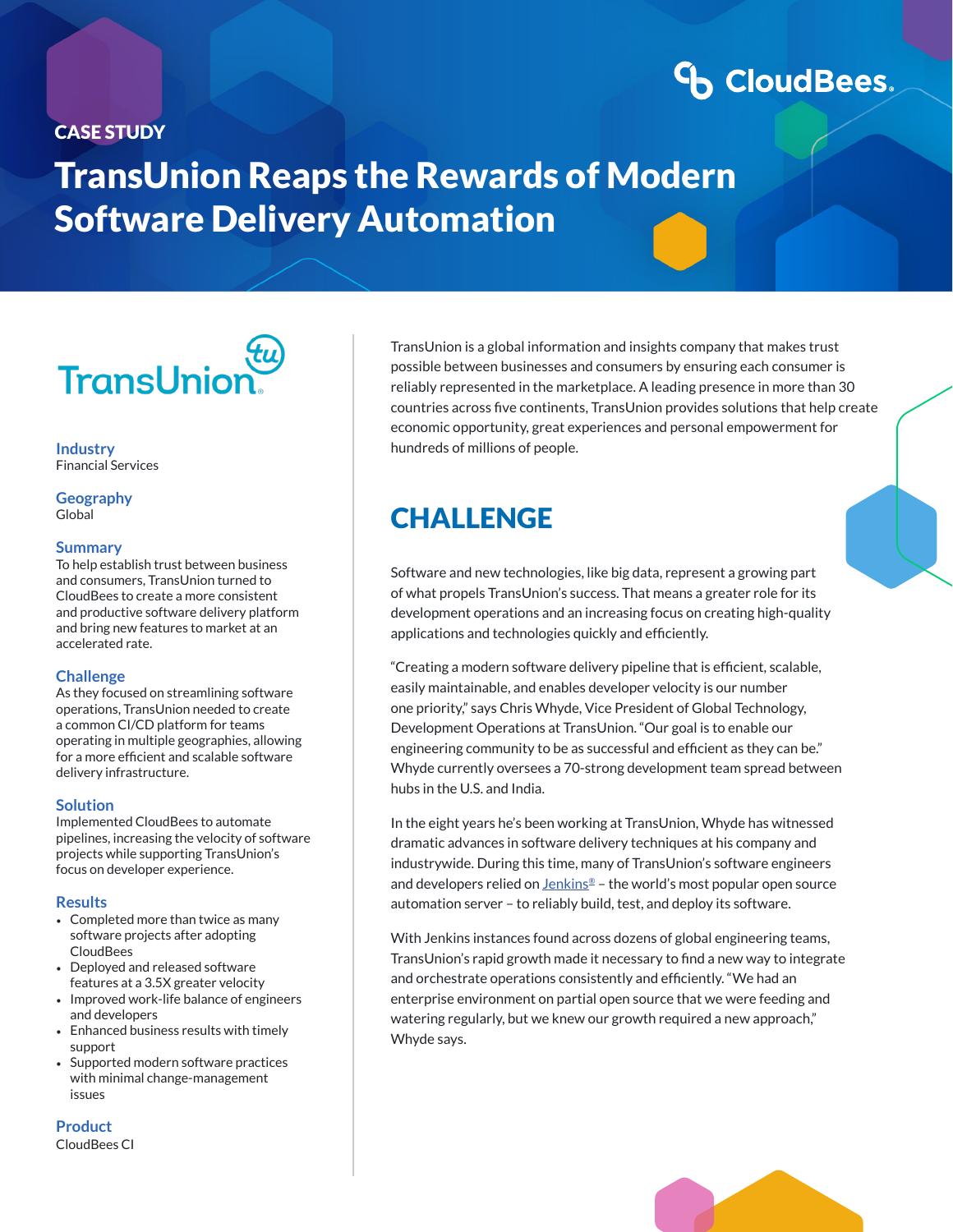CASE STUDY

# TransUnion Reaps the Rewards of Modern Software Delivery Automation

TransUnion

**Industry**
Financial Services

**Geography**
Global

**Summary**
To help establish trust between business and consumers, TransUnion turned to CloudBees to create a more consistent and productive software delivery platform and bring new features to market at an accelerated rate.

**Challenge**
As they focused on streamlining software operations, TransUnion needed to create a common CI/CD platform for teams operating in multiple geographies, allowing for a more efficient and scalable software delivery infrastructure.

**Solution**
Implemented CloudBees to automate pipelines, increasing the velocity of software projects while supporting TransUnion's focus on developer experience.

**Results**

- Completed more than twice as many software projects after adopting CloudBees
- Deployed and released software features at a 3.5X greater velocity
- Improved work-life balance of engineers and developers
- Enhanced business results with timely support
- Supported modern software practices with minimal change-management issues

**Product**
CloudBees CI

TransUnion is a global information and insights company that makes trust possible between businesses and consumers by ensuring each consumer is reliably represented in the marketplace. A leading presence in more than 30 countries across five continents, TransUnion provides solutions that help create economic opportunity, great experiences and personal empowerment for hundreds of millions of people.

## CHALLENGE

Software and new technologies, like big data, represent a growing part of what propels TransUnion's success. That means a greater role for its development operations and an increasing focus on creating high-quality applications and technologies quickly and efficiently.

"Creating a modern software delivery pipeline that is efficient, scalable, easily maintainable, and enables developer velocity is our number one priority," says Chris Whyde, Vice President of Global Technology, Development Operations at TransUnion. "Our goal is to enable our engineering community to be as successful and efficient as they can be." Whyde currently oversees a 70-strong development team spread between hubs in the U.S. and India.

In the eight years he's been working at TransUnion, Whyde has witnessed dramatic advances in software delivery techniques at his company and industrywide. During this time, many of TransUnion's software engineers and developers relied on Jenkins® – the world's most popular open source automation server – to reliably build, test, and deploy its software.

With Jenkins instances found across dozens of global engineering teams, TransUnion's rapid growth made it necessary to find a new way to integrate and orchestrate operations consistently and efficiently. "We had an enterprise environment on partial open source that we were feeding and watering regularly, but we knew our growth required a new approach," Whyde says.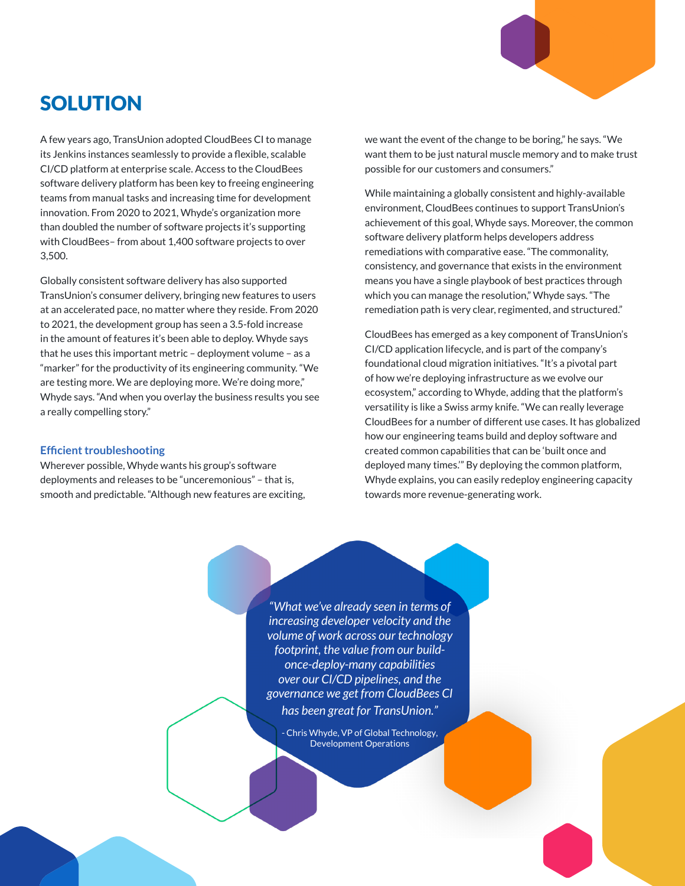# SOLUTION

A few years ago, TransUnion adopted CloudBees CI to manage its Jenkins instances seamlessly to provide a flexible, scalable CI/CD platform at enterprise scale. Access to the CloudBees software delivery platform has been key to freeing engineering teams from manual tasks and increasing time for development innovation. From 2020 to 2021, Whyde's organization more than doubled the number of software projects it's supporting with CloudBees– from about 1,400 software projects to over 3,500.

Globally consistent software delivery has also supported TransUnion's consumer delivery, bringing new features to users at an accelerated pace, no matter where they reside. From 2020 to 2021, the development group has seen a 3.5-fold increase in the amount of features it's been able to deploy. Whyde says that he uses this important metric – deployment volume – as a "marker" for the productivity of its engineering community. "We are testing more. We are deploying more. We're doing more," Whyde says. "And when you overlay the business results you see a really compelling story."

### Efficient troubleshooting

Wherever possible, Whyde wants his group's software deployments and releases to be "unceremonious" – that is, smooth and predictable. "Although new features are exciting, we want the event of the change to be boring," he says. "We want them to be just natural muscle memory and to make trust possible for our customers and consumers."

While maintaining a globally consistent and highly-available environment, CloudBees continues to support TransUnion's achievement of this goal, Whyde says. Moreover, the common software delivery platform helps developers address remediations with comparative ease. "The commonality, consistency, and governance that exists in the environment means you have a single playbook of best practices through which you can manage the resolution," Whyde says. "The remediation path is very clear, regimented, and structured."

CloudBees has emerged as a key component of TransUnion's CI/CD application lifecycle, and is part of the company's foundational cloud migration initiatives. "It's a pivotal part of how we're deploying infrastructure as we evolve our ecosystem," according to Whyde, adding that the platform's versatility is like a Swiss army knife. "We can really leverage CloudBees for a number of different use cases. It has globalized how our engineering teams build and deploy software and created common capabilities that can be 'built once and deployed many times.'" By deploying the common platform, Whyde explains, you can easily redeploy engineering capacity towards more revenue-generating work.

> *"What we've already seen in terms of increasing developer velocity and the volume of work across our technology footprint, the value from our build-once-deploy-many capabilities over our CI/CD pipelines, and the governance we get from CloudBees CI has been great for TransUnion."*
>
> - Chris Whyde, VP of Global Technology, Development Operations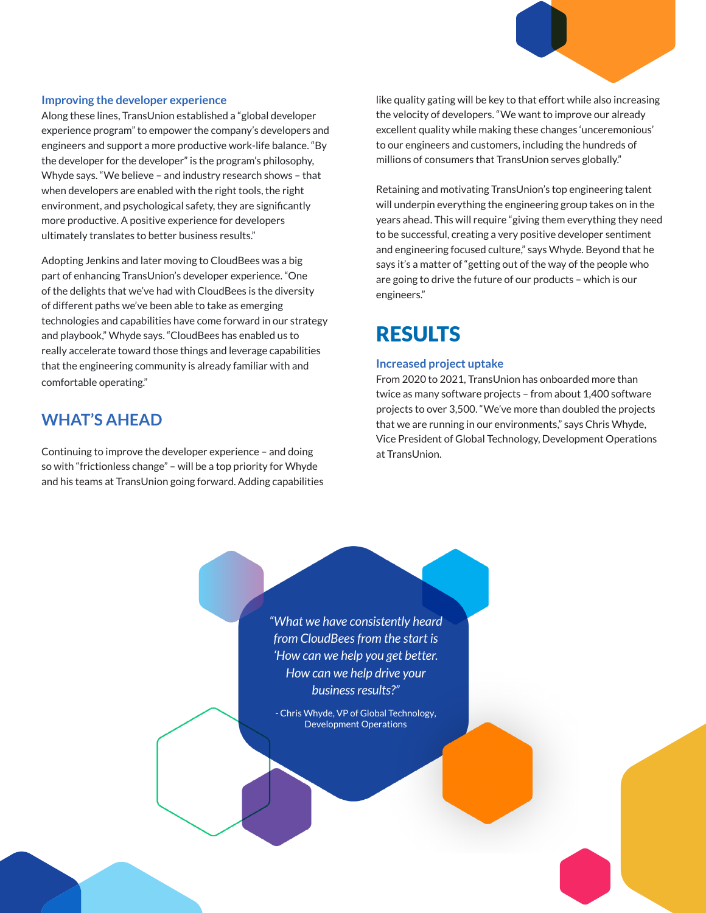### Improving the developer experience

Along these lines, TransUnion established a "global developer experience program" to empower the company's developers and engineers and support a more productive work-life balance. "By the developer for the developer" is the program's philosophy, Whyde says. "We believe – and industry research shows – that when developers are enabled with the right tools, the right environment, and psychological safety, they are significantly more productive. A positive experience for developers ultimately translates to better business results."

Adopting Jenkins and later moving to CloudBees was a big part of enhancing TransUnion's developer experience. "One of the delights that we've had with CloudBees is the diversity of different paths we've been able to take as emerging technologies and capabilities have come forward in our strategy and playbook," Whyde says. "CloudBees has enabled us to really accelerate toward those things and leverage capabilities that the engineering community is already familiar with and comfortable operating."

## WHAT'S AHEAD

Continuing to improve the developer experience – and doing so with "frictionless change" – will be a top priority for Whyde and his teams at TransUnion going forward. Adding capabilities like quality gating will be key to that effort while also increasing the velocity of developers. "We want to improve our already excellent quality while making these changes 'unceremonious' to our engineers and customers, including the hundreds of millions of consumers that TransUnion serves globally."

Retaining and motivating TransUnion's top engineering talent will underpin everything the engineering group takes on in the years ahead. This will require "giving them everything they need to be successful, creating a very positive developer sentiment and engineering focused culture," says Whyde. Beyond that he says it's a matter of "getting out of the way of the people who are going to drive the future of our products – which is our engineers."

## RESULTS

### Increased project uptake

From 2020 to 2021, TransUnion has onboarded more than twice as many software projects – from about 1,400 software projects to over 3,500. "We've more than doubled the projects that we are running in our environments," says Chris Whyde, Vice President of Global Technology, Development Operations at TransUnion.

*"What we have consistently heard from CloudBees from the start is 'How can we help you get better. How can we help drive your business results?"*

- Chris Whyde, VP of Global Technology, Development Operations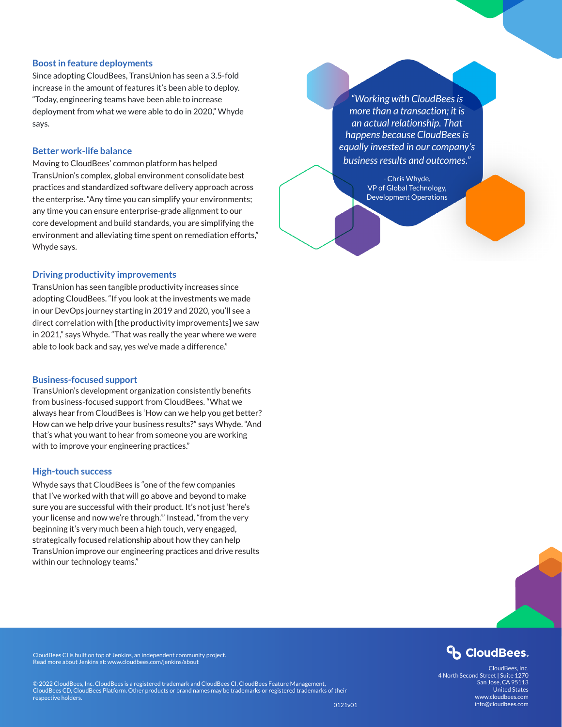### Boost in feature deployments

Since adopting CloudBees, TransUnion has seen a 3.5-fold increase in the amount of features it's been able to deploy. "Today, engineering teams have been able to increase deployment from what we were able to do in 2020," Whyde says.

### Better work-life balance

Moving to CloudBees' common platform has helped TransUnion's complex, global environment consolidate best practices and standardized software delivery approach across the enterprise. "Any time you can simplify your environments; any time you can ensure enterprise-grade alignment to our core development and build standards, you are simplifying the environment and alleviating time spent on remediation efforts," Whyde says.

### Driving productivity improvements

TransUnion has seen tangible productivity increases since adopting CloudBees. "If you look at the investments we made in our DevOps journey starting in 2019 and 2020, you'll see a direct correlation with [the productivity improvements] we saw in 2021," says Whyde. "That was really the year where we were able to look back and say, yes we've made a difference."

### Business-focused support

TransUnion's development organization consistently benefits from business-focused support from CloudBees. "What we always hear from CloudBees is 'How can we help you get better? How can we help drive your business results?" says Whyde. "And that's what you want to hear from someone you are working with to improve your engineering practices."

### High-touch success

Whyde says that CloudBees is "one of the few companies that I've worked with that will go above and beyond to make sure you are successful with their product. It's not just 'here's your license and now we're through.'" Instead, "from the very beginning it's very much been a high touch, very engaged, strategically focused relationship about how they can help TransUnion improve our engineering practices and drive results within our technology teams."

> *"Working with CloudBees is more than a transaction; it is an actual relationship. That happens because CloudBees is equally invested in our company's business results and outcomes."*
>
> \- Chris Whyde,
> VP of Global Technology,
> Development Operations

CloudBees CI is built on top of Jenkins, an independent community project.
Read more about Jenkins at: www.cloudbees.com/jenkins/about

© 2022 CloudBees, Inc. CloudBees is a registered trademark and CloudBees CI, CloudBees Feature Management, CloudBees CD, CloudBees Platform. Other products or brand names may be trademarks or registered trademarks of their respective holders.

0121v01

CloudBees.

CloudBees, Inc.
4 North Second Street | Suite 1270
San Jose, CA 95113
United States
www.cloudbees.com
info@cloudbees.com